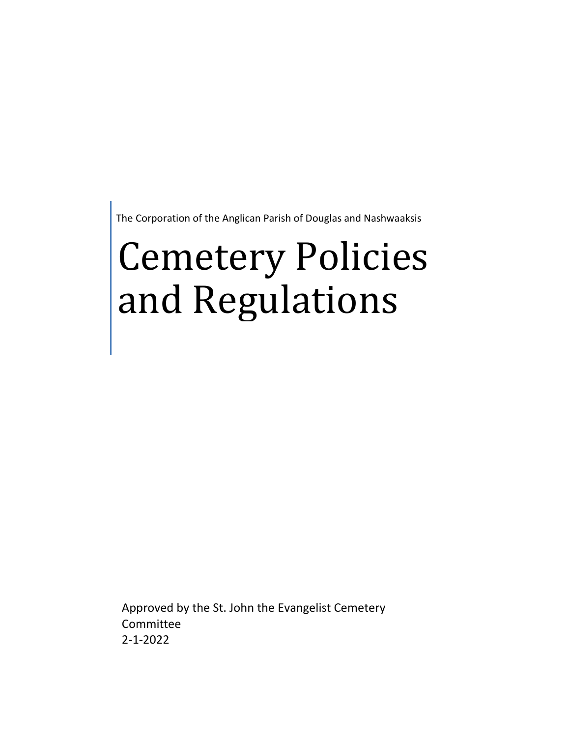The Corporation of the Anglican Parish of Douglas and Nashwaaksis

# Cemetery Policies and Regulations

Approved by the St. John the Evangelist Cemetery Committee
2-1-2022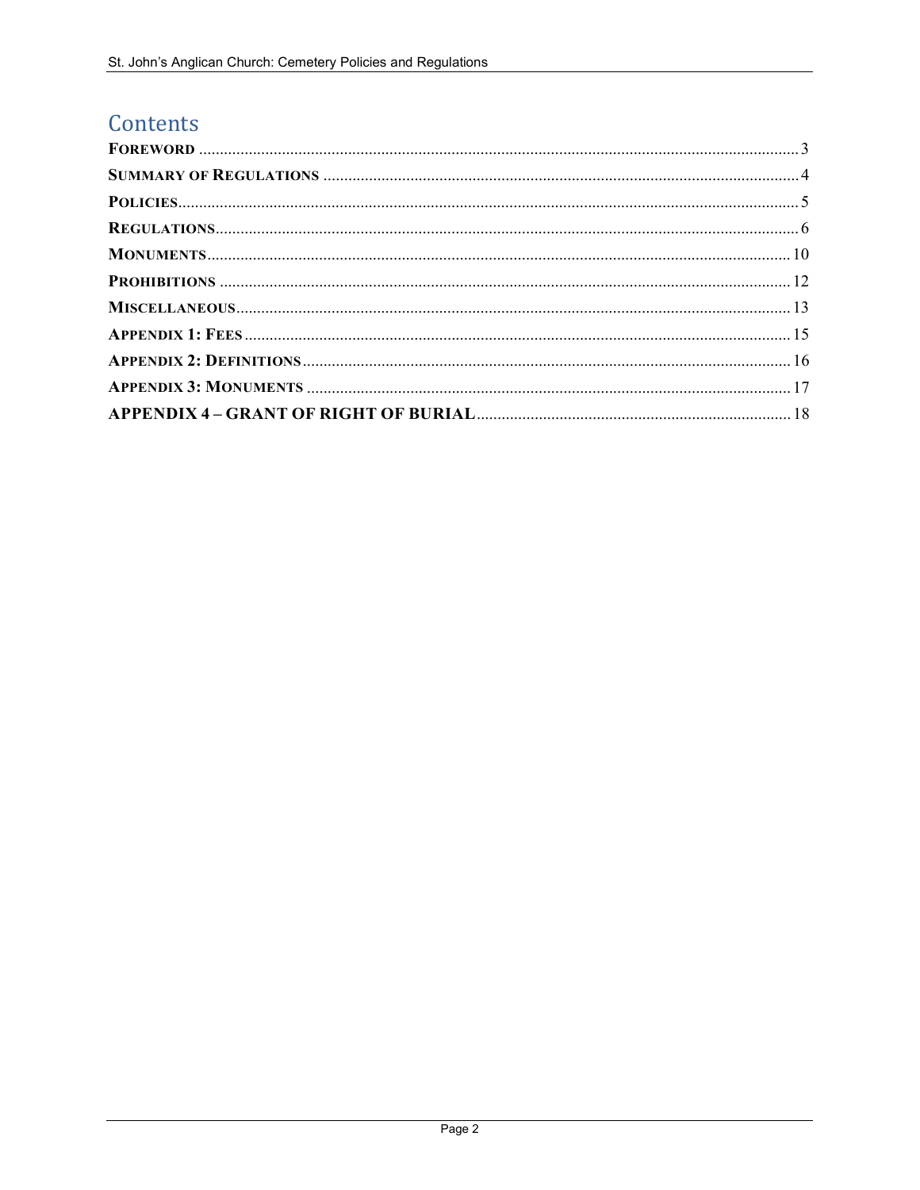# Contents

| | |
|---|---|
| **FOREWORD** | 3 |
| **SUMMARY OF REGULATIONS** | 4 |
| **POLICIES** | 5 |
| **REGULATIONS** | 6 |
| **MONUMENTS** | 10 |
| **PROHIBITIONS** | 12 |
| **MISCELLANEOUS** | 13 |
| **APPENDIX 1: FEES** | 15 |
| **APPENDIX 2: DEFINITIONS** | 16 |
| **APPENDIX 3: MONUMENTS** | 17 |
| **APPENDIX 4 – GRANT OF RIGHT OF BURIAL** | 18 |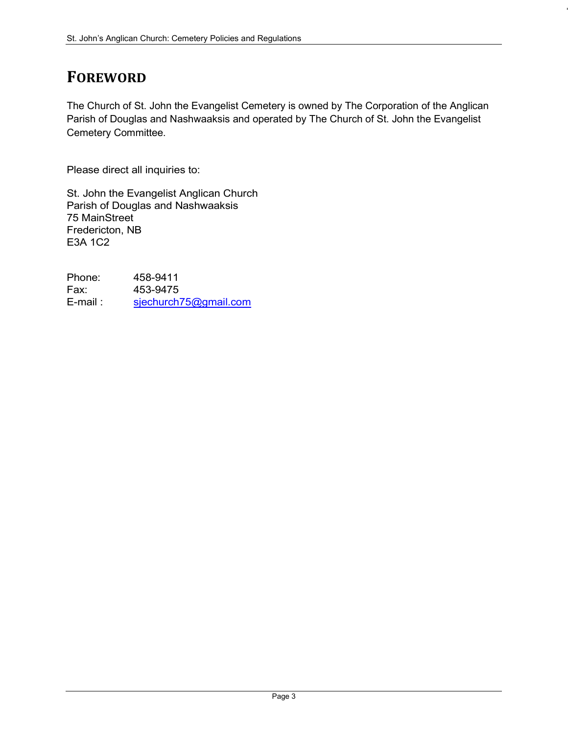# FOREWORD

The Church of St. John the Evangelist Cemetery is owned by The Corporation of the Anglican Parish of Douglas and Nashwaaksis and operated by The Church of St. John the Evangelist Cemetery Committee.

Please direct all inquiries to:

St. John the Evangelist Anglican Church
Parish of Douglas and Nashwaaksis
75 MainStreet
Fredericton, NB
E3A 1C2

Phone: 458-9411
Fax: 453-9475
E-mail : sjechurch75@gmail.com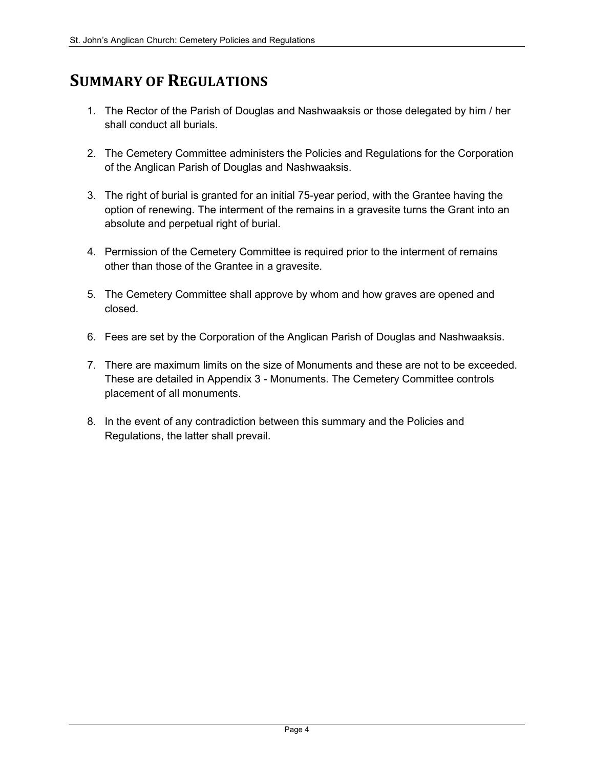# Summary of Regulations

1. The Rector of the Parish of Douglas and Nashwaaksis or those delegated by him / her shall conduct all burials.

2. The Cemetery Committee administers the Policies and Regulations for the Corporation of the Anglican Parish of Douglas and Nashwaaksis.

3. The right of burial is granted for an initial 75-year period, with the Grantee having the option of renewing. The interment of the remains in a gravesite turns the Grant into an absolute and perpetual right of burial.

4. Permission of the Cemetery Committee is required prior to the interment of remains other than those of the Grantee in a gravesite.

5. The Cemetery Committee shall approve by whom and how graves are opened and closed.

6. Fees are set by the Corporation of the Anglican Parish of Douglas and Nashwaaksis.

7. There are maximum limits on the size of Monuments and these are not to be exceeded. These are detailed in Appendix 3 - Monuments. The Cemetery Committee controls placement of all monuments.

8. In the event of any contradiction between this summary and the Policies and Regulations, the latter shall prevail.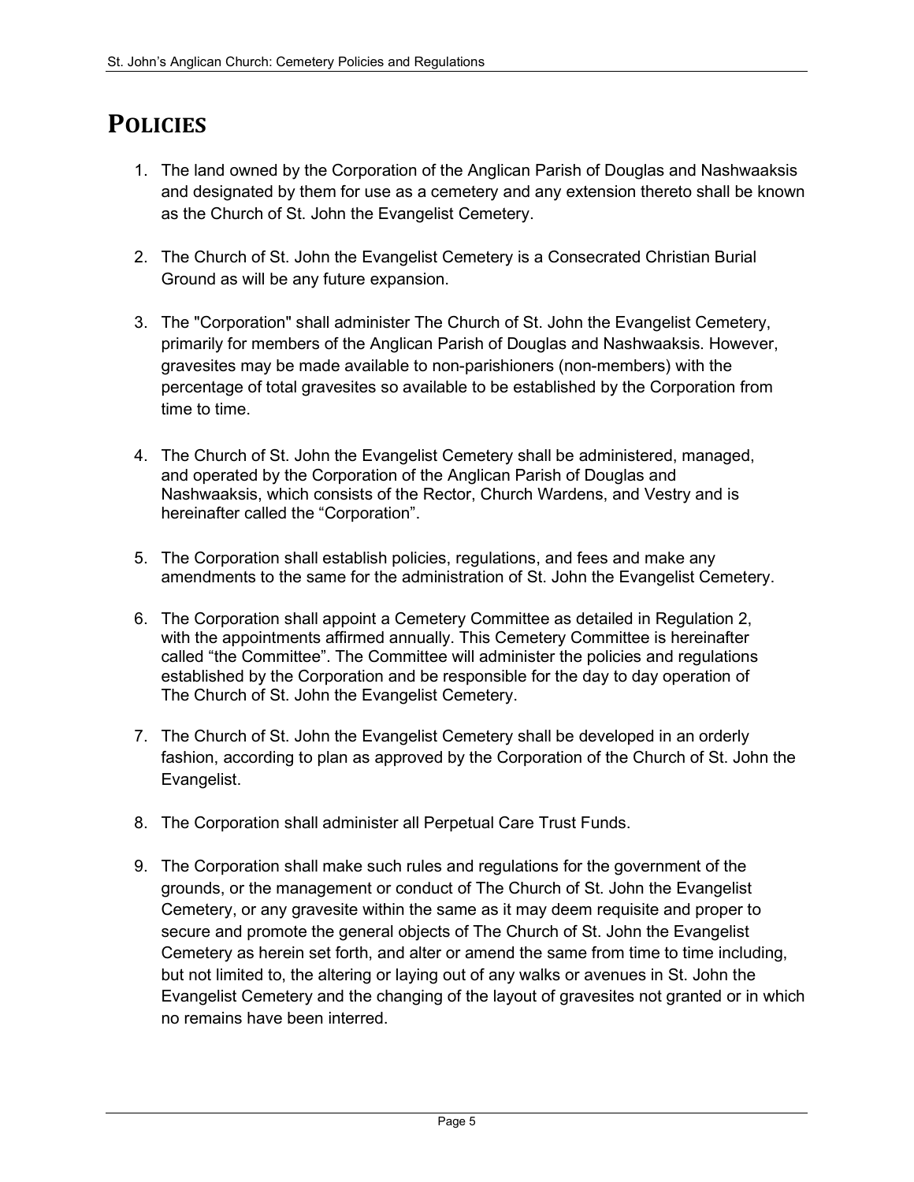# Policies

1. The land owned by the Corporation of the Anglican Parish of Douglas and Nashwaaksis and designated by them for use as a cemetery and any extension thereto shall be known as the Church of St. John the Evangelist Cemetery.

2. The Church of St. John the Evangelist Cemetery is a Consecrated Christian Burial Ground as will be any future expansion.

3. The "Corporation" shall administer The Church of St. John the Evangelist Cemetery, primarily for members of the Anglican Parish of Douglas and Nashwaaksis. However, gravesites may be made available to non-parishioners (non-members) with the percentage of total gravesites so available to be established by the Corporation from time to time.

4. The Church of St. John the Evangelist Cemetery shall be administered, managed, and operated by the Corporation of the Anglican Parish of Douglas and Nashwaaksis, which consists of the Rector, Church Wardens, and Vestry and is hereinafter called the "Corporation".

5. The Corporation shall establish policies, regulations, and fees and make any amendments to the same for the administration of St. John the Evangelist Cemetery.

6. The Corporation shall appoint a Cemetery Committee as detailed in Regulation 2, with the appointments affirmed annually. This Cemetery Committee is hereinafter called "the Committee". The Committee will administer the policies and regulations established by the Corporation and be responsible for the day to day operation of The Church of St. John the Evangelist Cemetery.

7. The Church of St. John the Evangelist Cemetery shall be developed in an orderly fashion, according to plan as approved by the Corporation of the Church of St. John the Evangelist.

8. The Corporation shall administer all Perpetual Care Trust Funds.

9. The Corporation shall make such rules and regulations for the government of the grounds, or the management or conduct of The Church of St. John the Evangelist Cemetery, or any gravesite within the same as it may deem requisite and proper to secure and promote the general objects of The Church of St. John the Evangelist Cemetery as herein set forth, and alter or amend the same from time to time including, but not limited to, the altering or laying out of any walks or avenues in St. John the Evangelist Cemetery and the changing of the layout of gravesites not granted or in which no remains have been interred.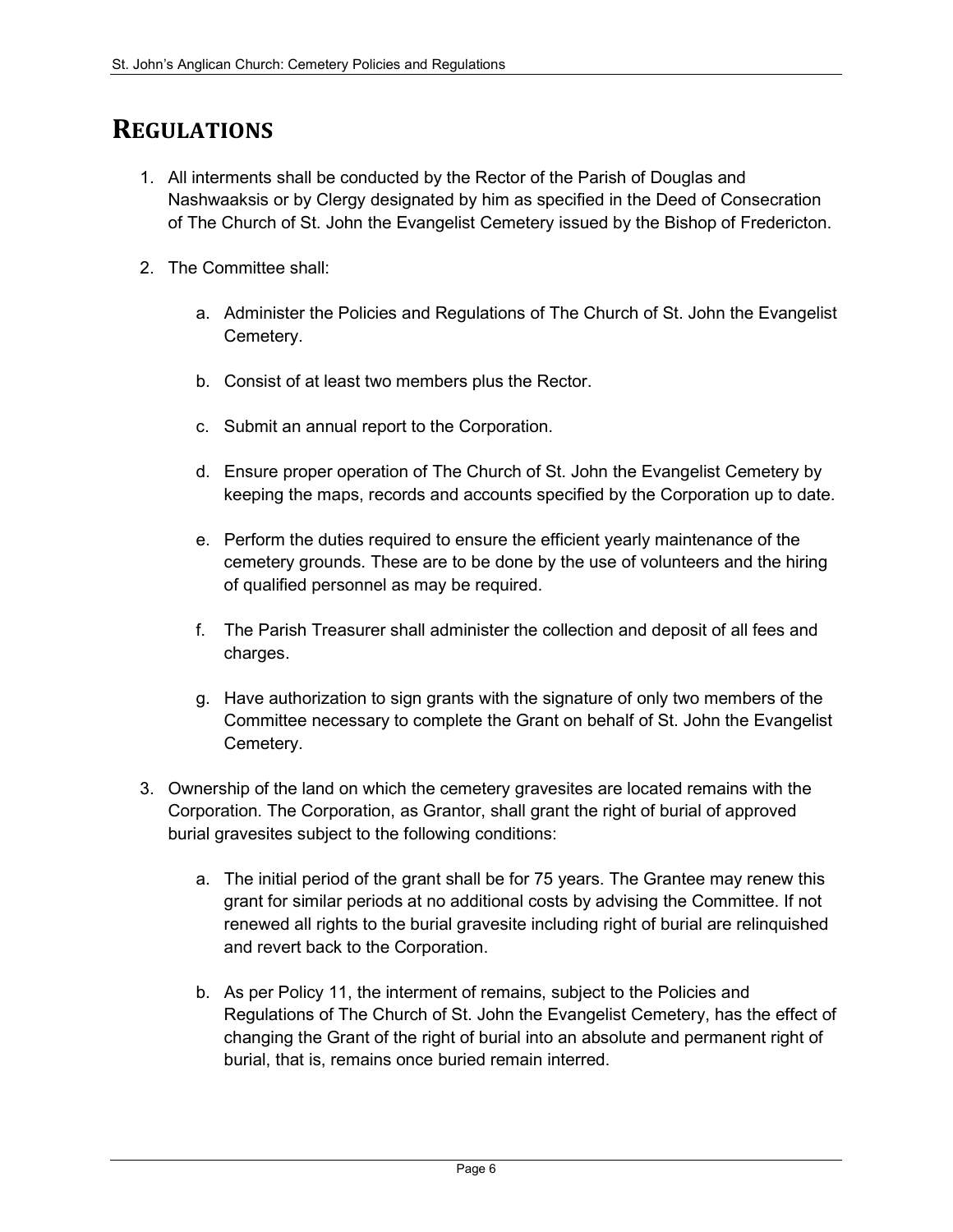# REGULATIONS

1. All interments shall be conducted by the Rector of the Parish of Douglas and Nashwaaksis or by Clergy designated by him as specified in the Deed of Consecration of The Church of St. John the Evangelist Cemetery issued by the Bishop of Fredericton.

2. The Committee shall:

   a. Administer the Policies and Regulations of The Church of St. John the Evangelist Cemetery.

   b. Consist of at least two members plus the Rector.

   c. Submit an annual report to the Corporation.

   d. Ensure proper operation of The Church of St. John the Evangelist Cemetery by keeping the maps, records and accounts specified by the Corporation up to date.

   e. Perform the duties required to ensure the efficient yearly maintenance of the cemetery grounds. These are to be done by the use of volunteers and the hiring of qualified personnel as may be required.

   f. The Parish Treasurer shall administer the collection and deposit of all fees and charges.

   g. Have authorization to sign grants with the signature of only two members of the Committee necessary to complete the Grant on behalf of St. John the Evangelist Cemetery.

3. Ownership of the land on which the cemetery gravesites are located remains with the Corporation. The Corporation, as Grantor, shall grant the right of burial of approved burial gravesites subject to the following conditions:

   a. The initial period of the grant shall be for 75 years. The Grantee may renew this grant for similar periods at no additional costs by advising the Committee. If not renewed all rights to the burial gravesite including right of burial are relinquished and revert back to the Corporation.

   b. As per Policy 11, the interment of remains, subject to the Policies and Regulations of The Church of St. John the Evangelist Cemetery, has the effect of changing the Grant of the right of burial into an absolute and permanent right of burial, that is, remains once buried remain interred.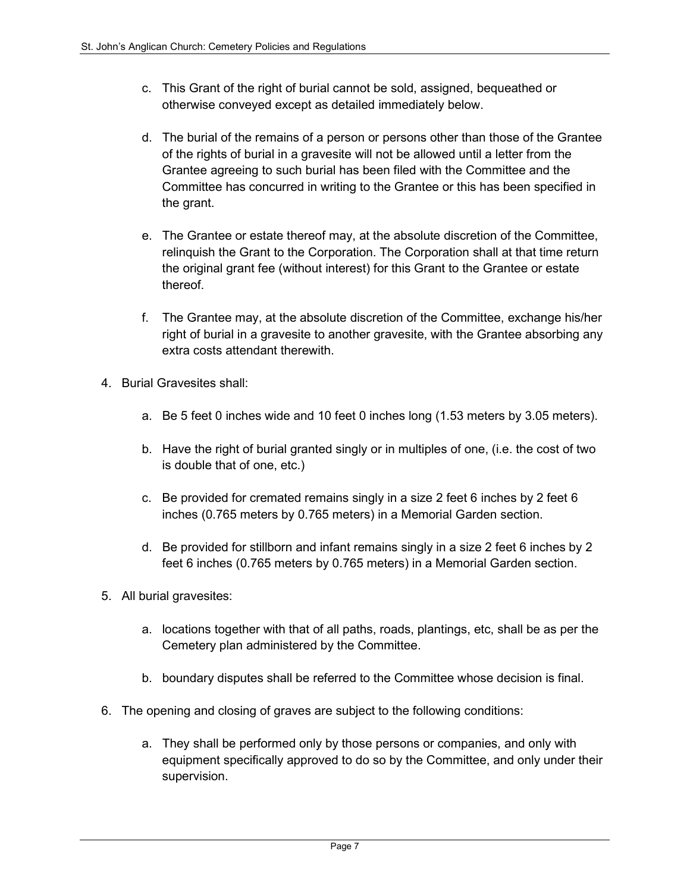c. This Grant of the right of burial cannot be sold, assigned, bequeathed or otherwise conveyed except as detailed immediately below.

d. The burial of the remains of a person or persons other than those of the Grantee of the rights of burial in a gravesite will not be allowed until a letter from the Grantee agreeing to such burial has been filed with the Committee and the Committee has concurred in writing to the Grantee or this has been specified in the grant.

e. The Grantee or estate thereof may, at the absolute discretion of the Committee, relinquish the Grant to the Corporation. The Corporation shall at that time return the original grant fee (without interest) for this Grant to the Grantee or estate thereof.

f. The Grantee may, at the absolute discretion of the Committee, exchange his/her right of burial in a gravesite to another gravesite, with the Grantee absorbing any extra costs attendant therewith.

4. Burial Gravesites shall:

   a. Be 5 feet 0 inches wide and 10 feet 0 inches long (1.53 meters by 3.05 meters).

   b. Have the right of burial granted singly or in multiples of one, (i.e. the cost of two is double that of one, etc.)

   c. Be provided for cremated remains singly in a size 2 feet 6 inches by 2 feet 6 inches (0.765 meters by 0.765 meters) in a Memorial Garden section.

   d. Be provided for stillborn and infant remains singly in a size 2 feet 6 inches by 2 feet 6 inches (0.765 meters by 0.765 meters) in a Memorial Garden section.

5. All burial gravesites:

   a. locations together with that of all paths, roads, plantings, etc, shall be as per the Cemetery plan administered by the Committee.

   b. boundary disputes shall be referred to the Committee whose decision is final.

6. The opening and closing of graves are subject to the following conditions:

   a. They shall be performed only by those persons or companies, and only with equipment specifically approved to do so by the Committee, and only under their supervision.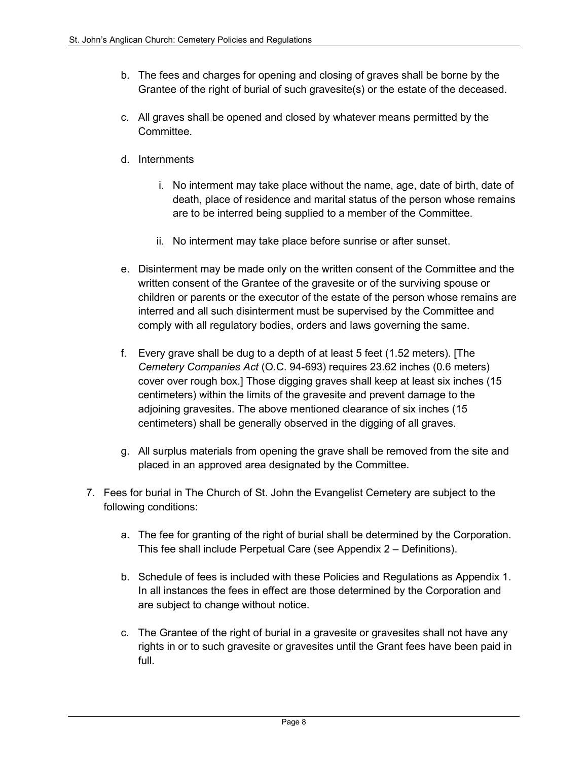b. The fees and charges for opening and closing of graves shall be borne by the Grantee of the right of burial of such gravesite(s) or the estate of the deceased.

c. All graves shall be opened and closed by whatever means permitted by the Committee.

d. Internments

   i. No interment may take place without the name, age, date of birth, date of death, place of residence and marital status of the person whose remains are to be interred being supplied to a member of the Committee.

   ii. No interment may take place before sunrise or after sunset.

e. Disinterment may be made only on the written consent of the Committee and the written consent of the Grantee of the gravesite or of the surviving spouse or children or parents or the executor of the estate of the person whose remains are interred and all such disinterment must be supervised by the Committee and comply with all regulatory bodies, orders and laws governing the same.

f. Every grave shall be dug to a depth of at least 5 feet (1.52 meters). [The *Cemetery Companies Act* (O.C. 94-693) requires 23.62 inches (0.6 meters) cover over rough box.] Those digging graves shall keep at least six inches (15 centimeters) within the limits of the gravesite and prevent damage to the adjoining gravesites. The above mentioned clearance of six inches (15 centimeters) shall be generally observed in the digging of all graves.

g. All surplus materials from opening the grave shall be removed from the site and placed in an approved area designated by the Committee.

7. Fees for burial in The Church of St. John the Evangelist Cemetery are subject to the following conditions:

   a. The fee for granting of the right of burial shall be determined by the Corporation. This fee shall include Perpetual Care (see Appendix 2 – Definitions).

   b. Schedule of fees is included with these Policies and Regulations as Appendix 1. In all instances the fees in effect are those determined by the Corporation and are subject to change without notice.

   c. The Grantee of the right of burial in a gravesite or gravesites shall not have any rights in or to such gravesite or gravesites until the Grant fees have been paid in full.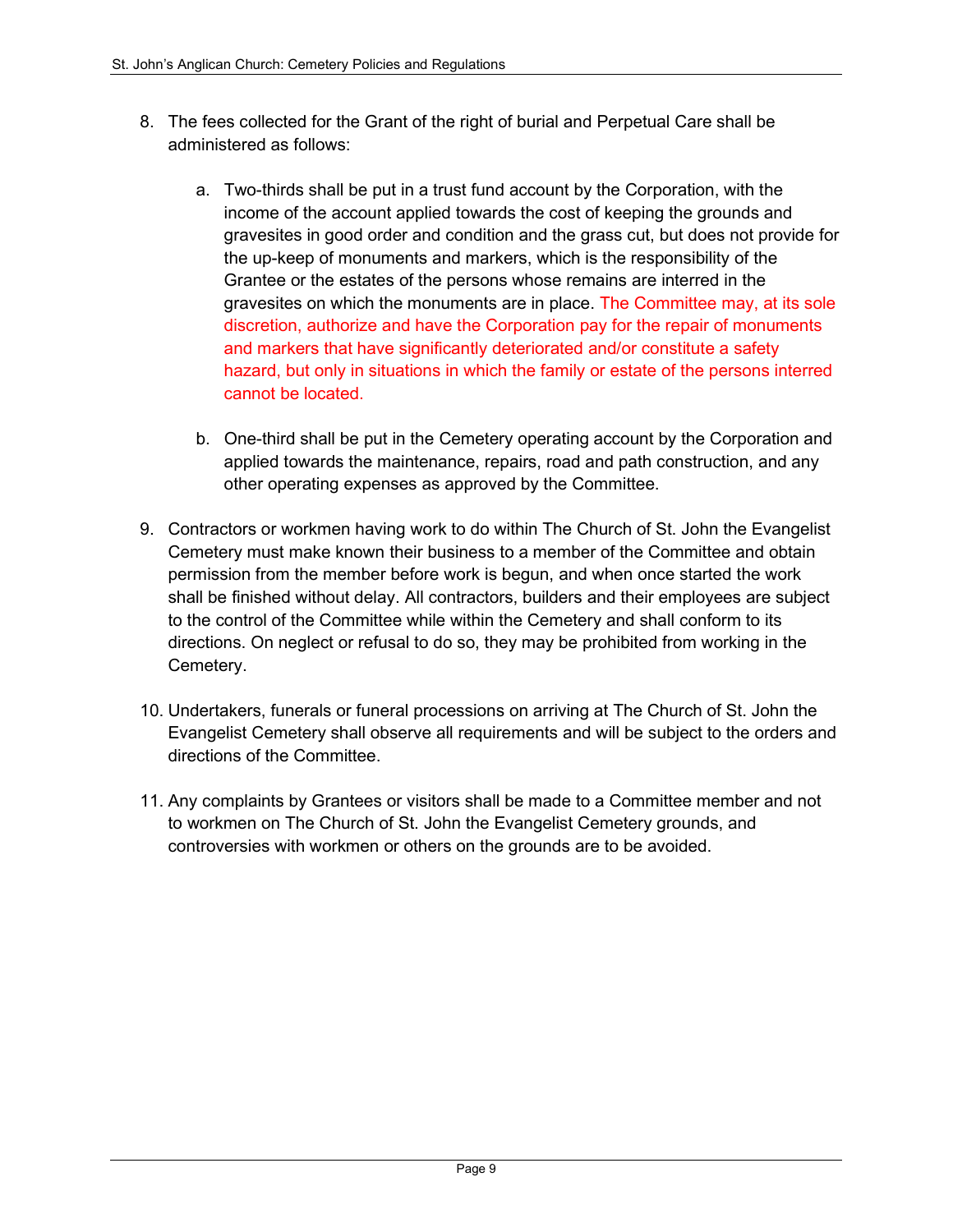8. The fees collected for the Grant of the right of burial and Perpetual Care shall be administered as follows:

   a. Two-thirds shall be put in a trust fund account by the Corporation, with the income of the account applied towards the cost of keeping the grounds and gravesites in good order and condition and the grass cut, but does not provide for the up-keep of monuments and markers, which is the responsibility of the Grantee or the estates of the persons whose remains are interred in the gravesites on which the monuments are in place. The Committee may, at its sole discretion, authorize and have the Corporation pay for the repair of monuments and markers that have significantly deteriorated and/or constitute a safety hazard, but only in situations in which the family or estate of the persons interred cannot be located.

   b. One-third shall be put in the Cemetery operating account by the Corporation and applied towards the maintenance, repairs, road and path construction, and any other operating expenses as approved by the Committee.

9. Contractors or workmen having work to do within The Church of St. John the Evangelist Cemetery must make known their business to a member of the Committee and obtain permission from the member before work is begun, and when once started the work shall be finished without delay. All contractors, builders and their employees are subject to the control of the Committee while within the Cemetery and shall conform to its directions. On neglect or refusal to do so, they may be prohibited from working in the Cemetery.

10. Undertakers, funerals or funeral processions on arriving at The Church of St. John the Evangelist Cemetery shall observe all requirements and will be subject to the orders and directions of the Committee.

11. Any complaints by Grantees or visitors shall be made to a Committee member and not to workmen on The Church of St. John the Evangelist Cemetery grounds, and controversies with workmen or others on the grounds are to be avoided.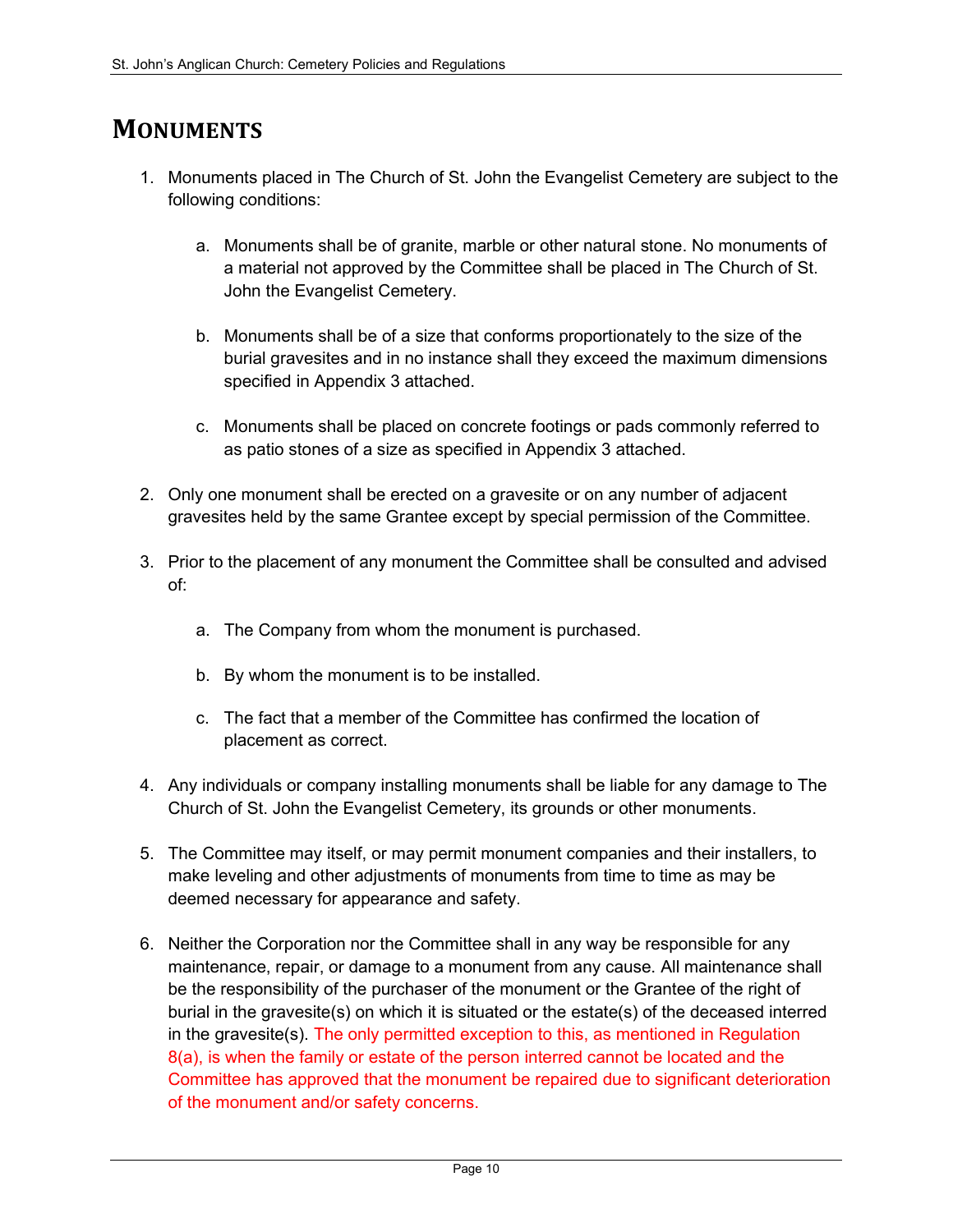# Monuments

1. Monuments placed in The Church of St. John the Evangelist Cemetery are subject to the following conditions:

    a. Monuments shall be of granite, marble or other natural stone. No monuments of a material not approved by the Committee shall be placed in The Church of St. John the Evangelist Cemetery.

    b. Monuments shall be of a size that conforms proportionately to the size of the burial gravesites and in no instance shall they exceed the maximum dimensions specified in Appendix 3 attached.

    c. Monuments shall be placed on concrete footings or pads commonly referred to as patio stones of a size as specified in Appendix 3 attached.

2. Only one monument shall be erected on a gravesite or on any number of adjacent gravesites held by the same Grantee except by special permission of the Committee.

3. Prior to the placement of any monument the Committee shall be consulted and advised of:

    a. The Company from whom the monument is purchased.

    b. By whom the monument is to be installed.

    c. The fact that a member of the Committee has confirmed the location of placement as correct.

4. Any individuals or company installing monuments shall be liable for any damage to The Church of St. John the Evangelist Cemetery, its grounds or other monuments.

5. The Committee may itself, or may permit monument companies and their installers, to make leveling and other adjustments of monuments from time to time as may be deemed necessary for appearance and safety.

6. Neither the Corporation nor the Committee shall in any way be responsible for any maintenance, repair, or damage to a monument from any cause. All maintenance shall be the responsibility of the purchaser of the monument or the Grantee of the right of burial in the gravesite(s) on which it is situated or the estate(s) of the deceased interred in the gravesite(s). The only permitted exception to this, as mentioned in Regulation 8(a), is when the family or estate of the person interred cannot be located and the Committee has approved that the monument be repaired due to significant deterioration of the monument and/or safety concerns.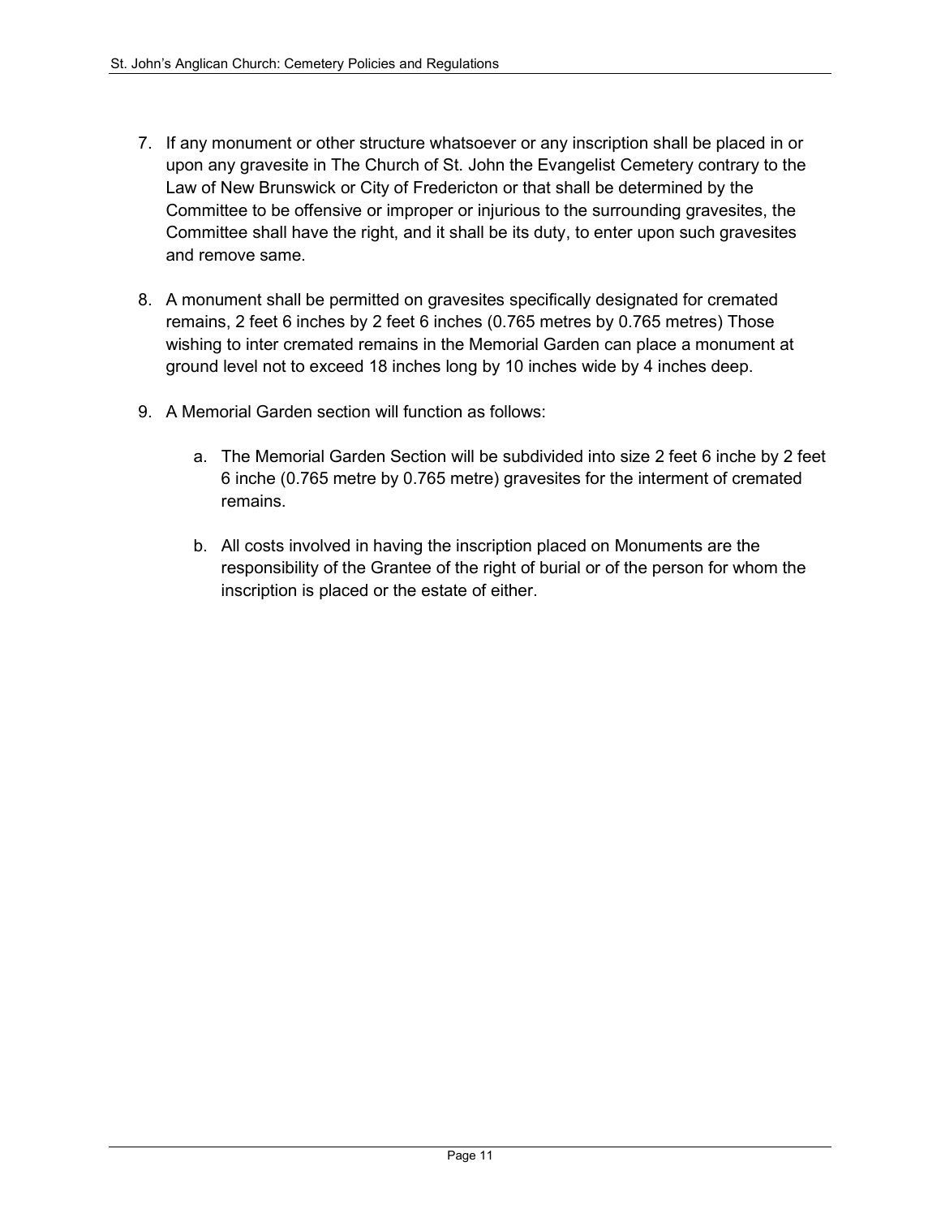7. If any monument or other structure whatsoever or any inscription shall be placed in or upon any gravesite in The Church of St. John the Evangelist Cemetery contrary to the Law of New Brunswick or City of Fredericton or that shall be determined by the Committee to be offensive or improper or injurious to the surrounding gravesites, the Committee shall have the right, and it shall be its duty, to enter upon such gravesites and remove same.

8. A monument shall be permitted on gravesites specifically designated for cremated remains, 2 feet 6 inches by 2 feet 6 inches (0.765 metres by 0.765 metres) Those wishing to inter cremated remains in the Memorial Garden can place a monument at ground level not to exceed 18 inches long by 10 inches wide by 4 inches deep.

9. A Memorial Garden section will function as follows:

    a. The Memorial Garden Section will be subdivided into size 2 feet 6 inche by 2 feet 6 inche (0.765 metre by 0.765 metre) gravesites for the interment of cremated remains.

    b. All costs involved in having the inscription placed on Monuments are the responsibility of the Grantee of the right of burial or of the person for whom the inscription is placed or the estate of either.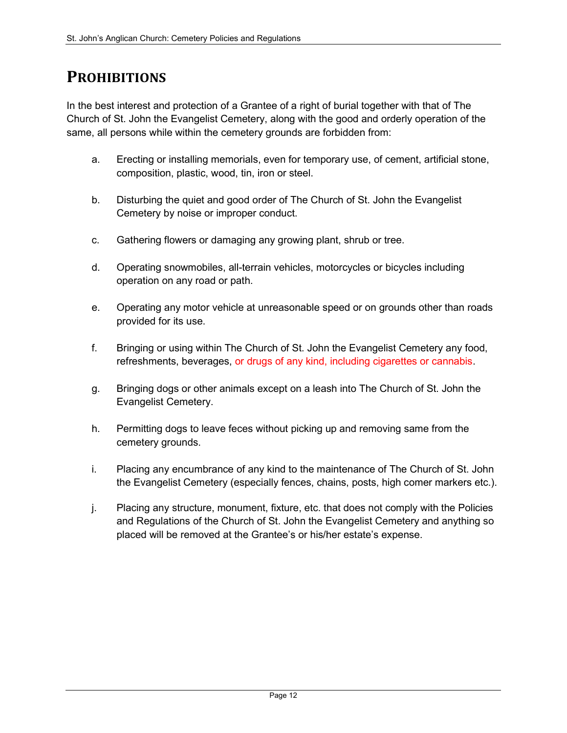# Prohibitions

In the best interest and protection of a Grantee of a right of burial together with that of The Church of St. John the Evangelist Cemetery, along with the good and orderly operation of the same, all persons while within the cemetery grounds are forbidden from:

a. Erecting or installing memorials, even for temporary use, of cement, artificial stone, composition, plastic, wood, tin, iron or steel.

b. Disturbing the quiet and good order of The Church of St. John the Evangelist Cemetery by noise or improper conduct.

c. Gathering flowers or damaging any growing plant, shrub or tree.

d. Operating snowmobiles, all-terrain vehicles, motorcycles or bicycles including operation on any road or path.

e. Operating any motor vehicle at unreasonable speed or on grounds other than roads provided for its use.

f. Bringing or using within The Church of St. John the Evangelist Cemetery any food, refreshments, beverages, or drugs of any kind, including cigarettes or cannabis.

g. Bringing dogs or other animals except on a leash into The Church of St. John the Evangelist Cemetery.

h. Permitting dogs to leave feces without picking up and removing same from the cemetery grounds.

i. Placing any encumbrance of any kind to the maintenance of The Church of St. John the Evangelist Cemetery (especially fences, chains, posts, high comer markers etc.).

j. Placing any structure, monument, fixture, etc. that does not comply with the Policies and Regulations of the Church of St. John the Evangelist Cemetery and anything so placed will be removed at the Grantee's or his/her estate's expense.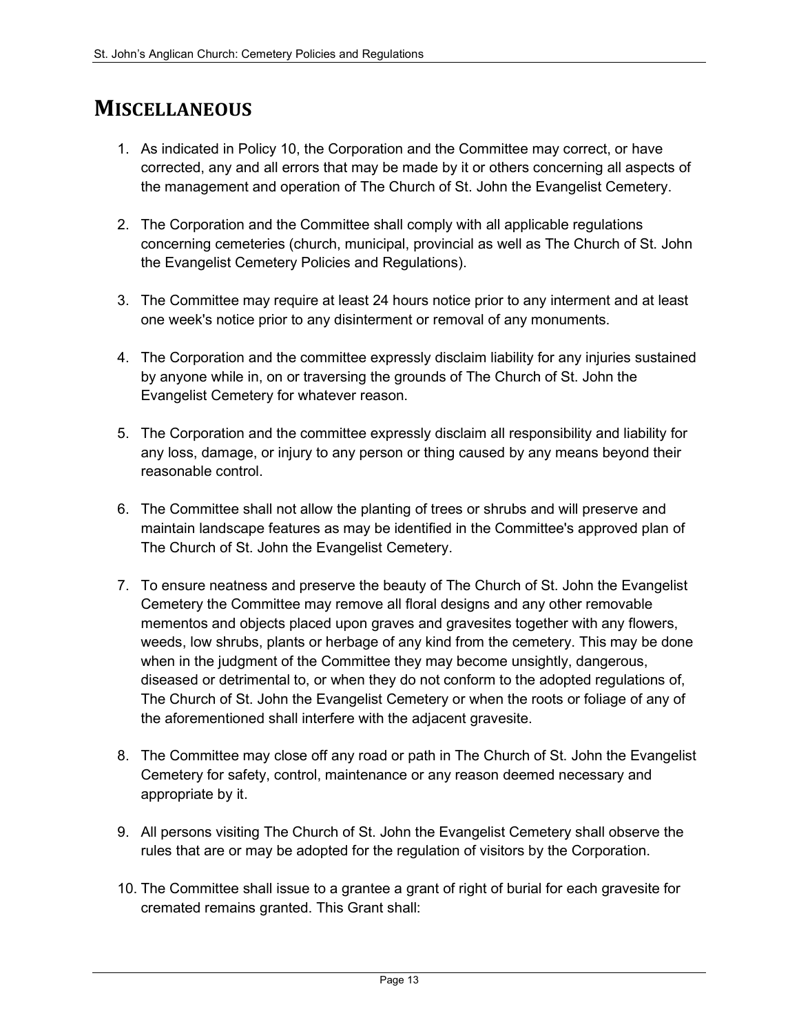## MISCELLANEOUS

1. As indicated in Policy 10, the Corporation and the Committee may correct, or have corrected, any and all errors that may be made by it or others concerning all aspects of the management and operation of The Church of St. John the Evangelist Cemetery.

2. The Corporation and the Committee shall comply with all applicable regulations concerning cemeteries (church, municipal, provincial as well as The Church of St. John the Evangelist Cemetery Policies and Regulations).

3. The Committee may require at least 24 hours notice prior to any interment and at least one week's notice prior to any disinterment or removal of any monuments.

4. The Corporation and the committee expressly disclaim liability for any injuries sustained by anyone while in, on or traversing the grounds of The Church of St. John the Evangelist Cemetery for whatever reason.

5. The Corporation and the committee expressly disclaim all responsibility and liability for any loss, damage, or injury to any person or thing caused by any means beyond their reasonable control.

6. The Committee shall not allow the planting of trees or shrubs and will preserve and maintain landscape features as may be identified in the Committee's approved plan of The Church of St. John the Evangelist Cemetery.

7. To ensure neatness and preserve the beauty of The Church of St. John the Evangelist Cemetery the Committee may remove all floral designs and any other removable mementos and objects placed upon graves and gravesites together with any flowers, weeds, low shrubs, plants or herbage of any kind from the cemetery. This may be done when in the judgment of the Committee they may become unsightly, dangerous, diseased or detrimental to, or when they do not conform to the adopted regulations of, The Church of St. John the Evangelist Cemetery or when the roots or foliage of any of the aforementioned shall interfere with the adjacent gravesite.

8. The Committee may close off any road or path in The Church of St. John the Evangelist Cemetery for safety, control, maintenance or any reason deemed necessary and appropriate by it.

9. All persons visiting The Church of St. John the Evangelist Cemetery shall observe the rules that are or may be adopted for the regulation of visitors by the Corporation.

10. The Committee shall issue to a grantee a grant of right of burial for each gravesite for cremated remains granted. This Grant shall: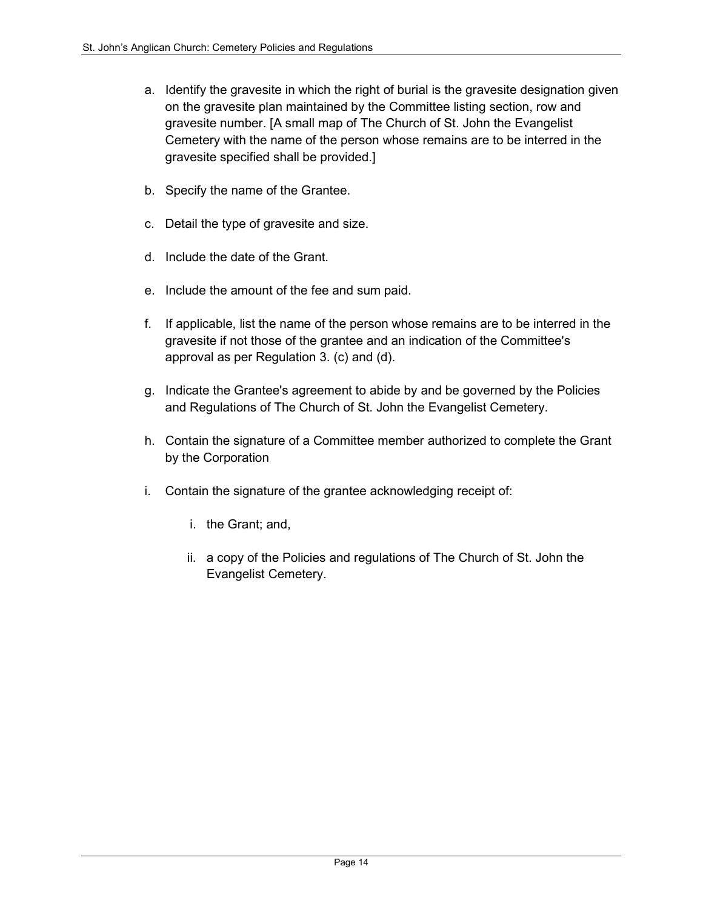a. Identify the gravesite in which the right of burial is the gravesite designation given on the gravesite plan maintained by the Committee listing section, row and gravesite number. [A small map of The Church of St. John the Evangelist Cemetery with the name of the person whose remains are to be interred in the gravesite specified shall be provided.]

b. Specify the name of the Grantee.

c. Detail the type of gravesite and size.

d. Include the date of the Grant.

e. Include the amount of the fee and sum paid.

f. If applicable, list the name of the person whose remains are to be interred in the gravesite if not those of the grantee and an indication of the Committee's approval as per Regulation 3. (c) and (d).

g. Indicate the Grantee's agreement to abide by and be governed by the Policies and Regulations of The Church of St. John the Evangelist Cemetery.

h. Contain the signature of a Committee member authorized to complete the Grant by the Corporation

i. Contain the signature of the grantee acknowledging receipt of:

    i. the Grant; and,

    ii. a copy of the Policies and regulations of The Church of St. John the Evangelist Cemetery.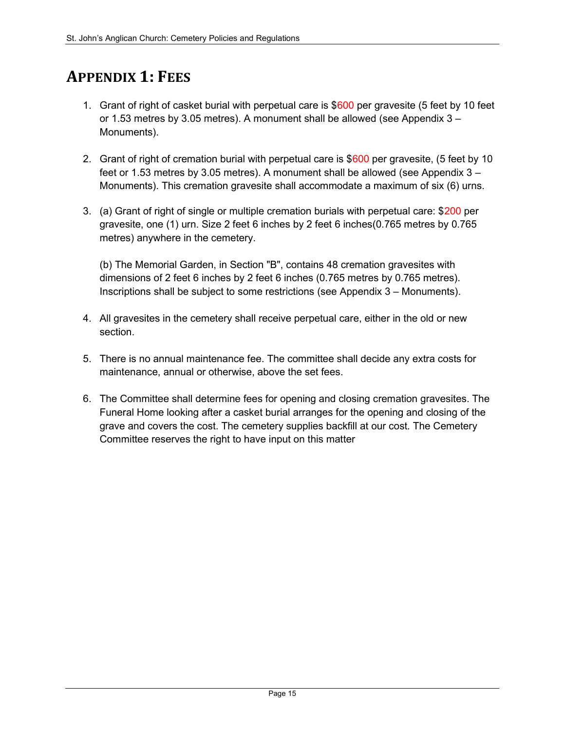# APPENDIX 1: FEES

1. Grant of right of casket burial with perpetual care is $600 per gravesite (5 feet by 10 feet or 1.53 metres by 3.05 metres). A monument shall be allowed (see Appendix 3 – Monuments).

2. Grant of right of cremation burial with perpetual care is $600 per gravesite, (5 feet by 10 feet or 1.53 metres by 3.05 metres). A monument shall be allowed (see Appendix 3 – Monuments). This cremation gravesite shall accommodate a maximum of six (6) urns.

3. (a) Grant of right of single or multiple cremation burials with perpetual care: $200 per gravesite, one (1) urn. Size 2 feet 6 inches by 2 feet 6 inches(0.765 metres by 0.765 metres) anywhere in the cemetery.

   (b) The Memorial Garden, in Section "B", contains 48 cremation gravesites with dimensions of 2 feet 6 inches by 2 feet 6 inches (0.765 metres by 0.765 metres). Inscriptions shall be subject to some restrictions (see Appendix 3 – Monuments).

4. All gravesites in the cemetery shall receive perpetual care, either in the old or new section.

5. There is no annual maintenance fee. The committee shall decide any extra costs for maintenance, annual or otherwise, above the set fees.

6. The Committee shall determine fees for opening and closing cremation gravesites. The Funeral Home looking after a casket burial arranges for the opening and closing of the grave and covers the cost. The cemetery supplies backfill at our cost. The Cemetery Committee reserves the right to have input on this matter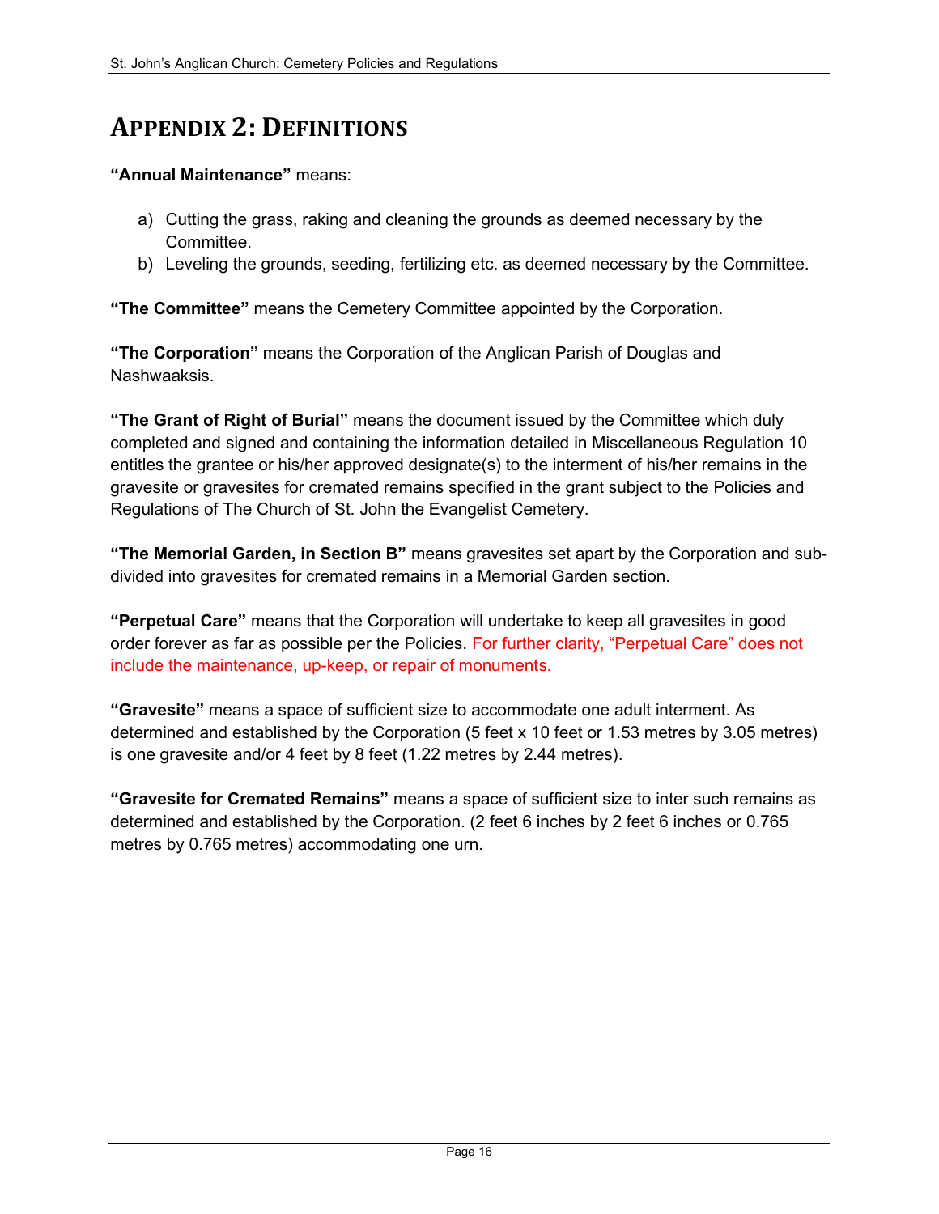# Appendix 2: Definitions

**"Annual Maintenance"** means:

a) Cutting the grass, raking and cleaning the grounds as deemed necessary by the Committee.
b) Leveling the grounds, seeding, fertilizing etc. as deemed necessary by the Committee.

**"The Committee"** means the Cemetery Committee appointed by the Corporation.

**"The Corporation"** means the Corporation of the Anglican Parish of Douglas and Nashwaaksis.

**"The Grant of Right of Burial"** means the document issued by the Committee which duly completed and signed and containing the information detailed in Miscellaneous Regulation 10 entitles the grantee or his/her approved designate(s) to the interment of his/her remains in the gravesite or gravesites for cremated remains specified in the grant subject to the Policies and Regulations of The Church of St. John the Evangelist Cemetery.

**"The Memorial Garden, in Section B"** means gravesites set apart by the Corporation and sub-divided into gravesites for cremated remains in a Memorial Garden section.

**"Perpetual Care"** means that the Corporation will undertake to keep all gravesites in good order forever as far as possible per the Policies. For further clarity, "Perpetual Care" does not include the maintenance, up-keep, or repair of monuments.

**"Gravesite"** means a space of sufficient size to accommodate one adult interment. As determined and established by the Corporation (5 feet x 10 feet or 1.53 metres by 3.05 metres) is one gravesite and/or 4 feet by 8 feet (1.22 metres by 2.44 metres).

**"Gravesite for Cremated Remains"** means a space of sufficient size to inter such remains as determined and established by the Corporation. (2 feet 6 inches by 2 feet 6 inches or 0.765 metres by 0.765 metres) accommodating one urn.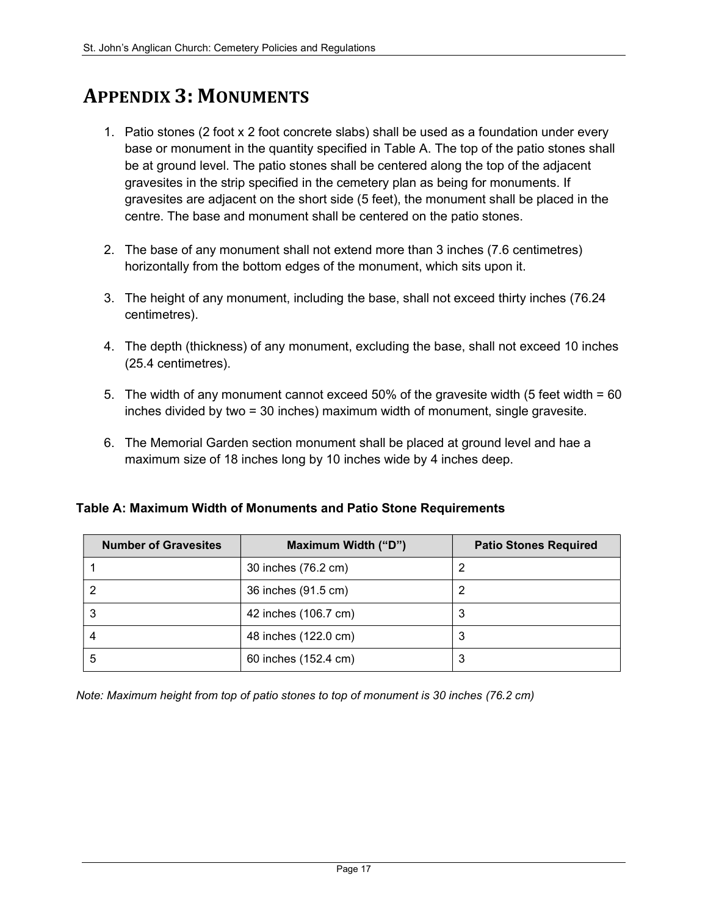# Appendix 3: Monuments

1. Patio stones (2 foot x 2 foot concrete slabs) shall be used as a foundation under every base or monument in the quantity specified in Table A. The top of the patio stones shall be at ground level. The patio stones shall be centered along the top of the adjacent gravesites in the strip specified in the cemetery plan as being for monuments. If gravesites are adjacent on the short side (5 feet), the monument shall be placed in the centre. The base and monument shall be centered on the patio stones.

2. The base of any monument shall not extend more than 3 inches (7.6 centimetres) horizontally from the bottom edges of the monument, which sits upon it.

3. The height of any monument, including the base, shall not exceed thirty inches (76.24 centimetres).

4. The depth (thickness) of any monument, excluding the base, shall not exceed 10 inches (25.4 centimetres).

5. The width of any monument cannot exceed 50% of the gravesite width (5 feet width = 60 inches divided by two = 30 inches) maximum width of monument, single gravesite.

6. The Memorial Garden section monument shall be placed at ground level and hae a maximum size of 18 inches long by 10 inches wide by 4 inches deep.

**Table A: Maximum Width of Monuments and Patio Stone Requirements**

| Number of Gravesites | Maximum Width ("D") | Patio Stones Required |
|---|---|---|
| 1 | 30 inches (76.2 cm) | 2 |
| 2 | 36 inches (91.5 cm) | 2 |
| 3 | 42 inches (106.7 cm) | 3 |
| 4 | 48 inches (122.0 cm) | 3 |
| 5 | 60 inches (152.4 cm) | 3 |

*Note: Maximum height from top of patio stones to top of monument is 30 inches (76.2 cm)*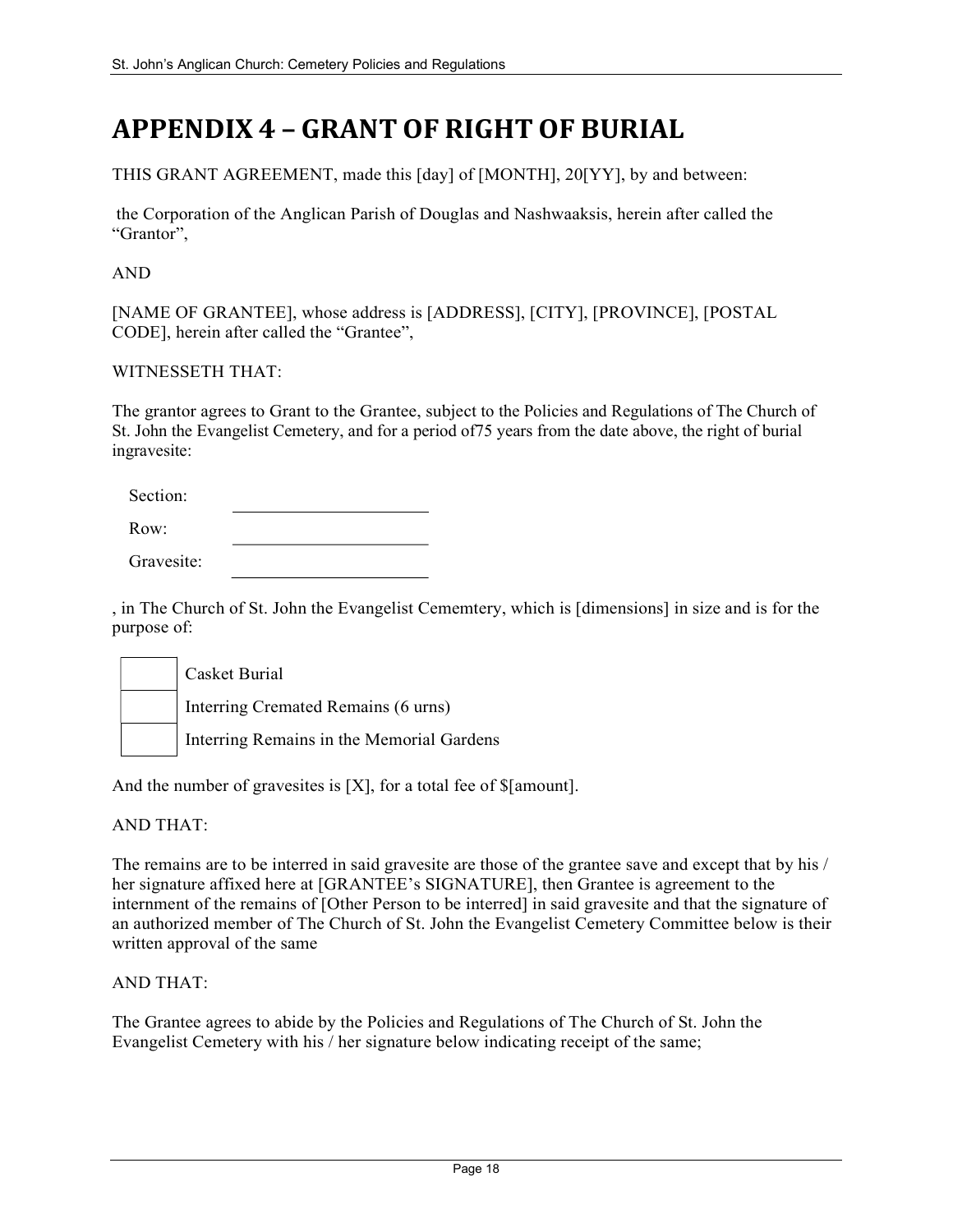# APPENDIX 4 – GRANT OF RIGHT OF BURIAL

THIS GRANT AGREEMENT, made this [day] of [MONTH], 20[YY], by and between:

the Corporation of the Anglican Parish of Douglas and Nashwaaksis, herein after called the "Grantor",

AND

[NAME OF GRANTEE], whose address is [ADDRESS], [CITY], [PROVINCE], [POSTAL CODE], herein after called the "Grantee",

WITNESSETH THAT:

The grantor agrees to Grant to the Grantee, subject to the Policies and Regulations of The Church of St. John the Evangelist Cemetery, and for a period of75 years from the date above, the right of burial ingravesite:

Section: ____________________

Row: ____________________

Gravesite: ____________________

, in The Church of St. John the Evangelist Cememtery, which is [dimensions] in size and is for the purpose of:

- ☐ Casket Burial
- ☐ Interring Cremated Remains (6 urns)
- ☐ Interring Remains in the Memorial Gardens

And the number of gravesites is [X], for a total fee of $[amount].

AND THAT:

The remains are to be interred in said gravesite are those of the grantee save and except that by his / her signature affixed here at [GRANTEE's SIGNATURE], then Grantee is agreement to the internment of the remains of [Other Person to be interred] in said gravesite and that the signature of an authorized member of The Church of St. John the Evangelist Cemetery Committee below is their written approval of the same

AND THAT:

The Grantee agrees to abide by the Policies and Regulations of The Church of St. John the Evangelist Cemetery with his / her signature below indicating receipt of the same;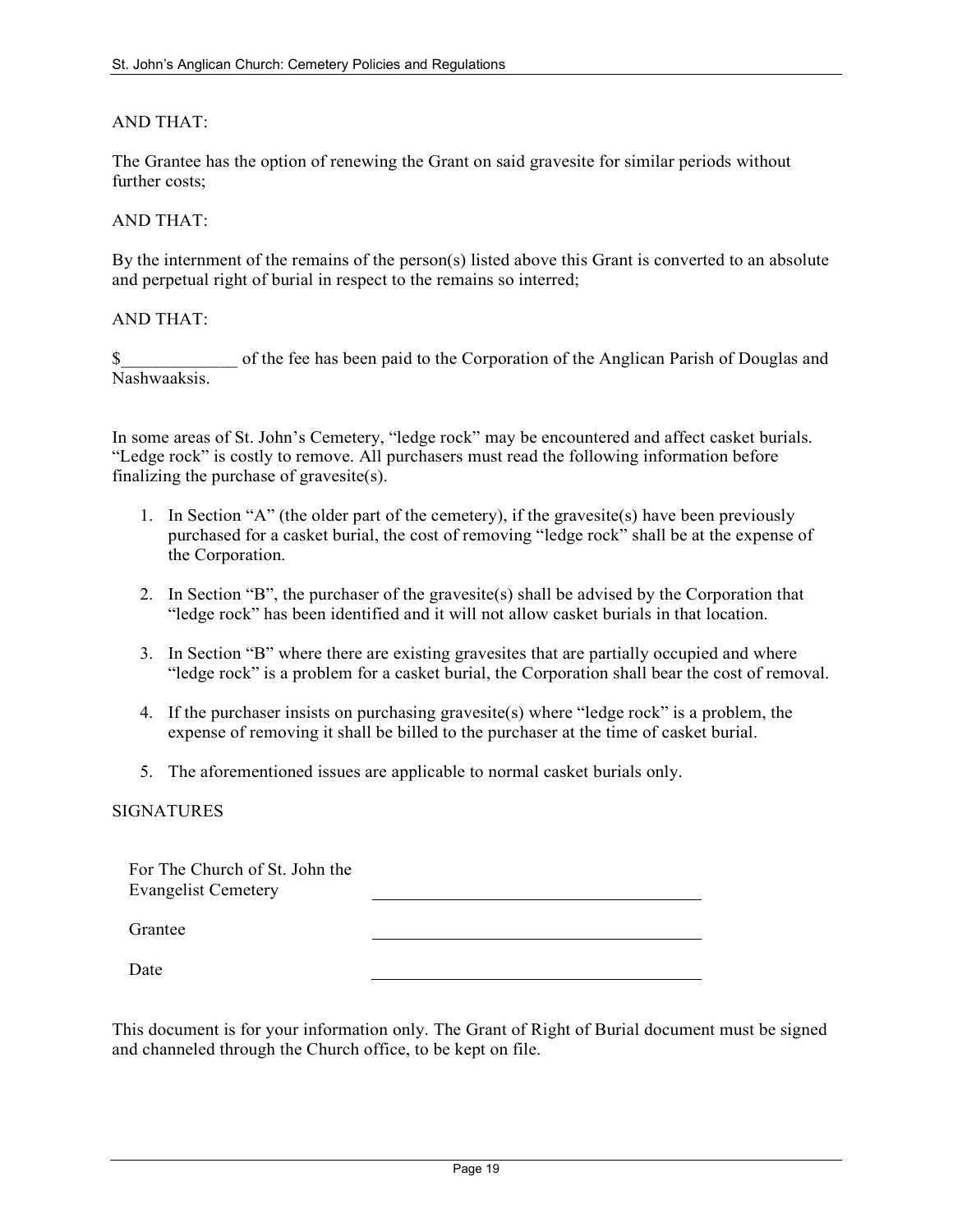AND THAT:

The Grantee has the option of renewing the Grant on said gravesite for similar periods without further costs;

AND THAT:

By the internment of the remains of the person(s) listed above this Grant is converted to an absolute and perpetual right of burial in respect to the remains so interred;

AND THAT:

$_____________ of the fee has been paid to the Corporation of the Anglican Parish of Douglas and Nashwaaksis.

In some areas of St. John's Cemetery, "ledge rock" may be encountered and affect casket burials. "Ledge rock" is costly to remove. All purchasers must read the following information before finalizing the purchase of gravesite(s).

1. In Section "A" (the older part of the cemetery), if the gravesite(s) have been previously purchased for a casket burial, the cost of removing "ledge rock" shall be at the expense of the Corporation.
2. In Section "B", the purchaser of the gravesite(s) shall be advised by the Corporation that "ledge rock" has been identified and it will not allow casket burials in that location.
3. In Section "B" where there are existing gravesites that are partially occupied and where "ledge rock" is a problem for a casket burial, the Corporation shall bear the cost of removal.
4. If the purchaser insists on purchasing gravesite(s) where "ledge rock" is a problem, the expense of removing it shall be billed to the purchaser at the time of casket burial.
5. The aforementioned issues are applicable to normal casket burials only.

SIGNATURES

| | |
|---|---|
| For The Church of St. John the Evangelist Cemetery | ______________________________ |
| Grantee | ______________________________ |
| Date | ______________________________ |

This document is for your information only. The Grant of Right of Burial document must be signed and channeled through the Church office, to be kept on file.